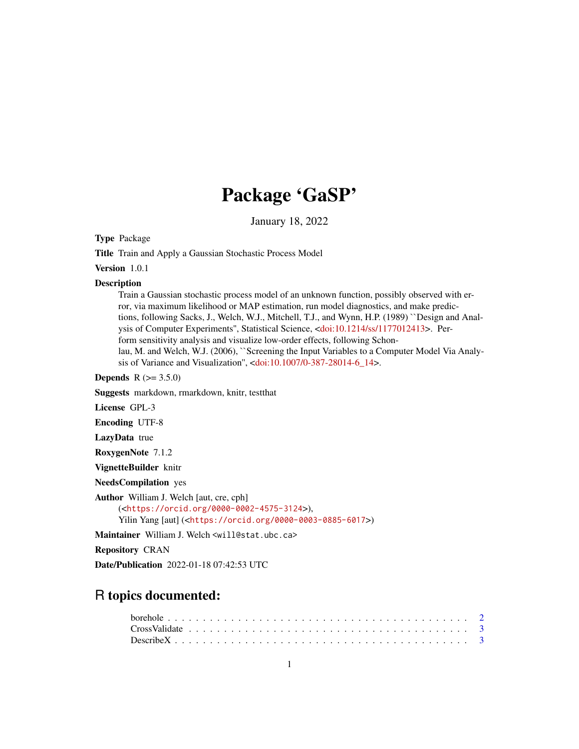# Package 'GaSP'

January 18, 2022

**Type** Package

**Title** Train and Apply a Gaussian Stochastic Process Model

**Version** 1.0.1

**Description**
Train a Gaussian stochastic process model of an unknown function, possibly observed with error, via maximum likelihood or MAP estimation, run model diagnostics, and make predictions, following Sacks, J., Welch, W.J., Mitchell, T.J., and Wynn, H.P. (1989) ``Design and Analysis of Computer Experiments'', Statistical Science, <doi:10.1214/ss/1177012413>. Perform sensitivity analysis and visualize low-order effects, following Schonlau, M. and Welch, W.J. (2006), ``Screening the Input Variables to a Computer Model Via Analysis of Variance and Visualization'', <doi:10.1007/0-387-28014-6_14>.

**Depends** R (>= 3.5.0)

**Suggests** markdown, rmarkdown, knitr, testthat

**License** GPL-3

**Encoding** UTF-8

**LazyData** true

**RoxygenNote** 7.1.2

**VignetteBuilder** knitr

**NeedsCompilation** yes

**Author** William J. Welch [aut, cre, cph]
(<https://orcid.org/0000-0002-4575-3124>),
Yilin Yang [aut] (<https://orcid.org/0000-0003-0885-6017>)

**Maintainer** William J. Welch <will@stat.ubc.ca>

**Repository** CRAN

**Date/Publication** 2022-01-18 07:42:53 UTC

## R topics documented:

borehole . . . . . . . . . . . . . . . . . . . . . . . . . . . . . . . . . . . . . . . . . 2
CrossValidate . . . . . . . . . . . . . . . . . . . . . . . . . . . . . . . . . . . . . . . 3
DescribeX . . . . . . . . . . . . . . . . . . . . . . . . . . . . . . . . . . . . . . . . . 3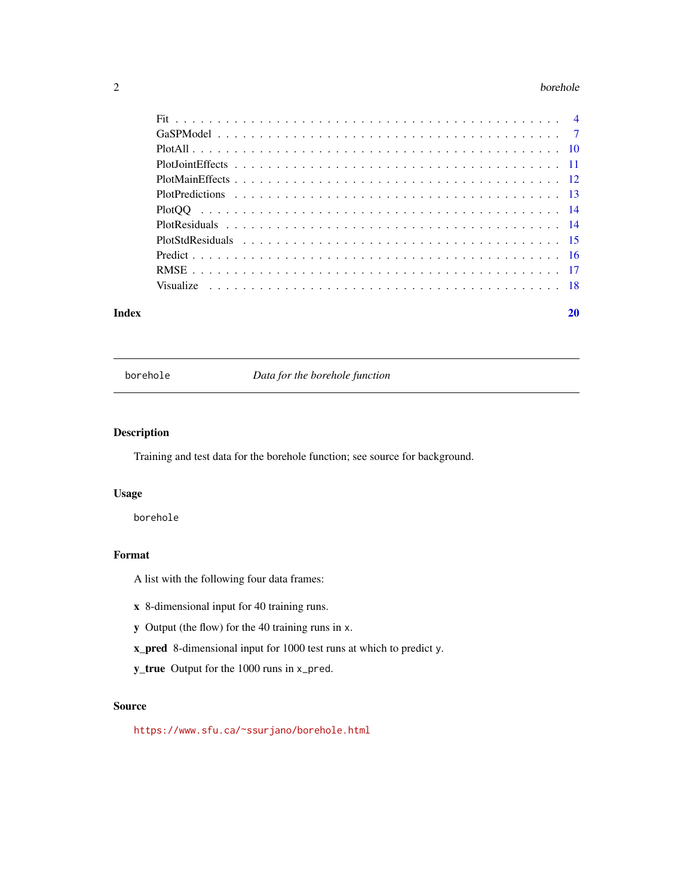| | |
|---|---|
| Fit | 4 |
| GaSPModel | 7 |
| PlotAll | 10 |
| PlotJointEffects | 11 |
| PlotMainEffects | 12 |
| PlotPredictions | 13 |
| PlotQQ | 14 |
| PlotResiduals | 14 |
| PlotStdResiduals | 15 |
| Predict | 16 |
| RMSE | 17 |
| Visualize | 18 |

**Index** **20**

---

borehole *Data for the borehole function*

---

## Description

Training and test data for the borehole function; see source for background.

## Usage

```
borehole
```

## Format

A list with the following four data frames:

**x** 8-dimensional input for 40 training runs.

**y** Output (the flow) for the 40 training runs in `x`.

**x_pred** 8-dimensional input for 1000 test runs at which to predict `y`.

**y_true** Output for the 1000 runs in `x_pred`.

## Source

https://www.sfu.ca/~ssurjano/borehole.html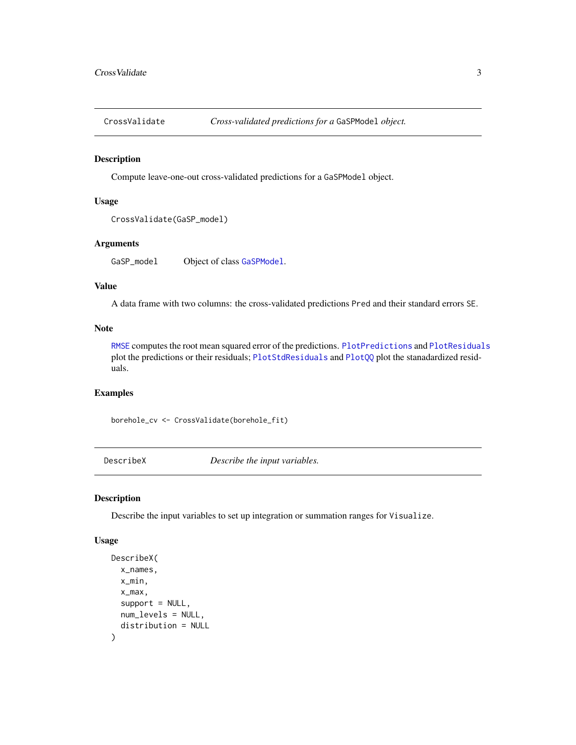## CrossValidate — *Cross-validated predictions for a `GaSPModel` object.*

### Description

Compute leave-one-out cross-validated predictions for a `GaSPModel` object.

### Usage

```
CrossValidate(GaSP_model)
```

### Arguments

| | |
|---|---|
| `GaSP_model` | Object of class `GaSPModel`. |

### Value

A data frame with two columns: the cross-validated predictions `Pred` and their standard errors `SE`.

### Note

`RMSE` computes the root mean squared error of the predictions. `PlotPredictions` and `PlotResiduals` plot the predictions or their residuals; `PlotStdResiduals` and `PlotQQ` plot the stanadardized residuals.

### Examples

```
borehole_cv <- CrossValidate(borehole_fit)
```

## DescribeX — *Describe the input variables.*

### Description

Describe the input variables to set up integration or summation ranges for `Visualize`.

### Usage

```
DescribeX(
  x_names,
  x_min,
  x_max,
  support = NULL,
  num_levels = NULL,
  distribution = NULL
)
```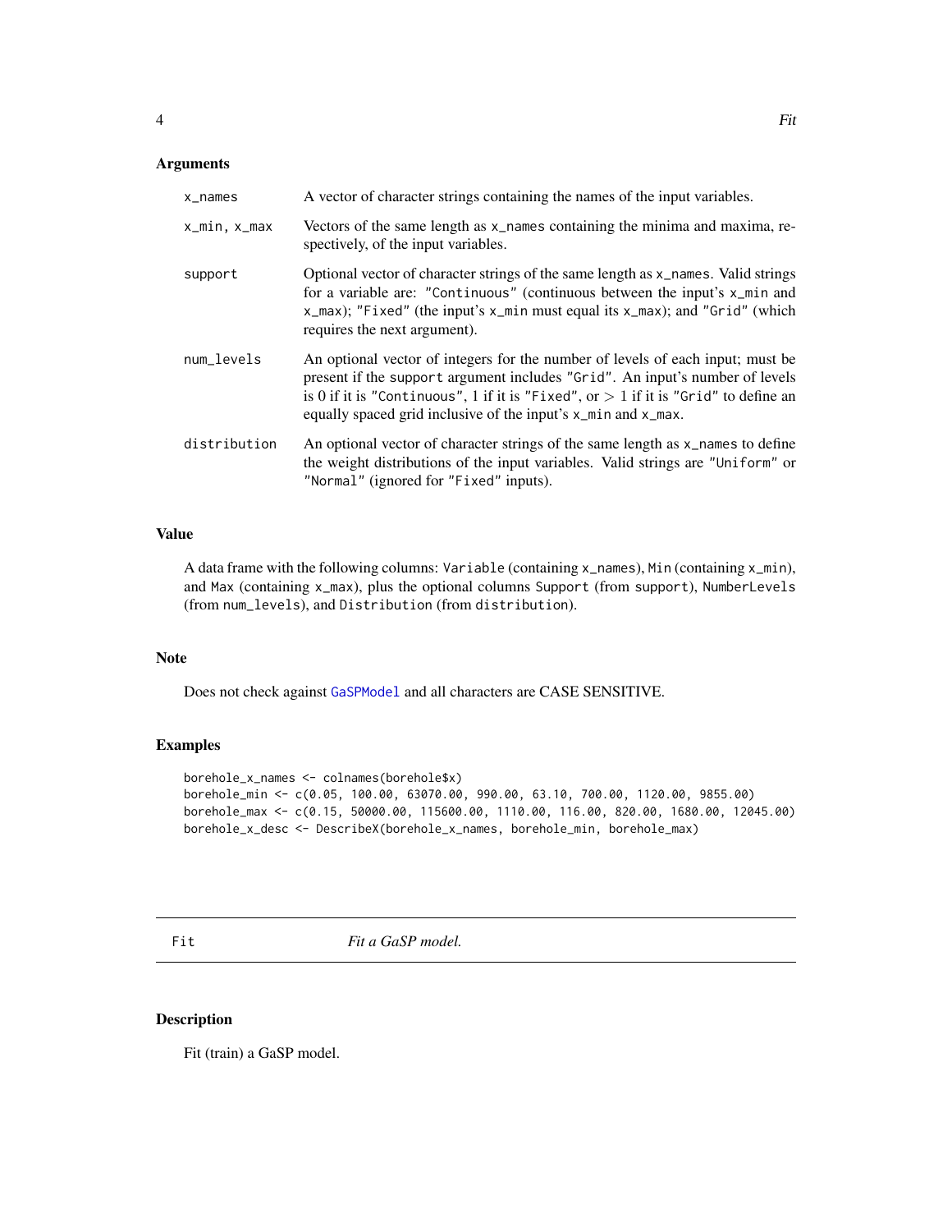### Arguments

| | |
|---|---|
| x_names | A vector of character strings containing the names of the input variables. |
| x_min, x_max | Vectors of the same length as x_names containing the minima and maxima, respectively, of the input variables. |
| support | Optional vector of character strings of the same length as x_names. Valid strings for a variable are: "Continuous" (continuous between the input's x_min and x_max); "Fixed" (the input's x_min must equal its x_max); and "Grid" (which requires the next argument). |
| num_levels | An optional vector of integers for the number of levels of each input; must be present if the support argument includes "Grid". An input's number of levels is 0 if it is "Continuous", 1 if it is "Fixed", or > 1 if it is "Grid" to define an equally spaced grid inclusive of the input's x_min and x_max. |
| distribution | An optional vector of character strings of the same length as x_names to define the weight distributions of the input variables. Valid strings are "Uniform" or "Normal" (ignored for "Fixed" inputs). |

### Value

A data frame with the following columns: Variable (containing x_names), Min (containing x_min), and Max (containing x_max), plus the optional columns Support (from support), NumberLevels (from num_levels), and Distribution (from distribution).

### Note

Does not check against GaSPModel and all characters are CASE SENSITIVE.

### Examples

```
borehole_x_names <- colnames(borehole$x)
borehole_min <- c(0.05, 100.00, 63070.00, 990.00, 63.10, 700.00, 1120.00, 9855.00)
borehole_max <- c(0.15, 50000.00, 115600.00, 1110.00, 116.00, 820.00, 1680.00, 12045.00)
borehole_x_desc <- DescribeX(borehole_x_names, borehole_min, borehole_max)
```

---

## Fit *Fit a GaSP model.*

### Description

Fit (train) a GaSP model.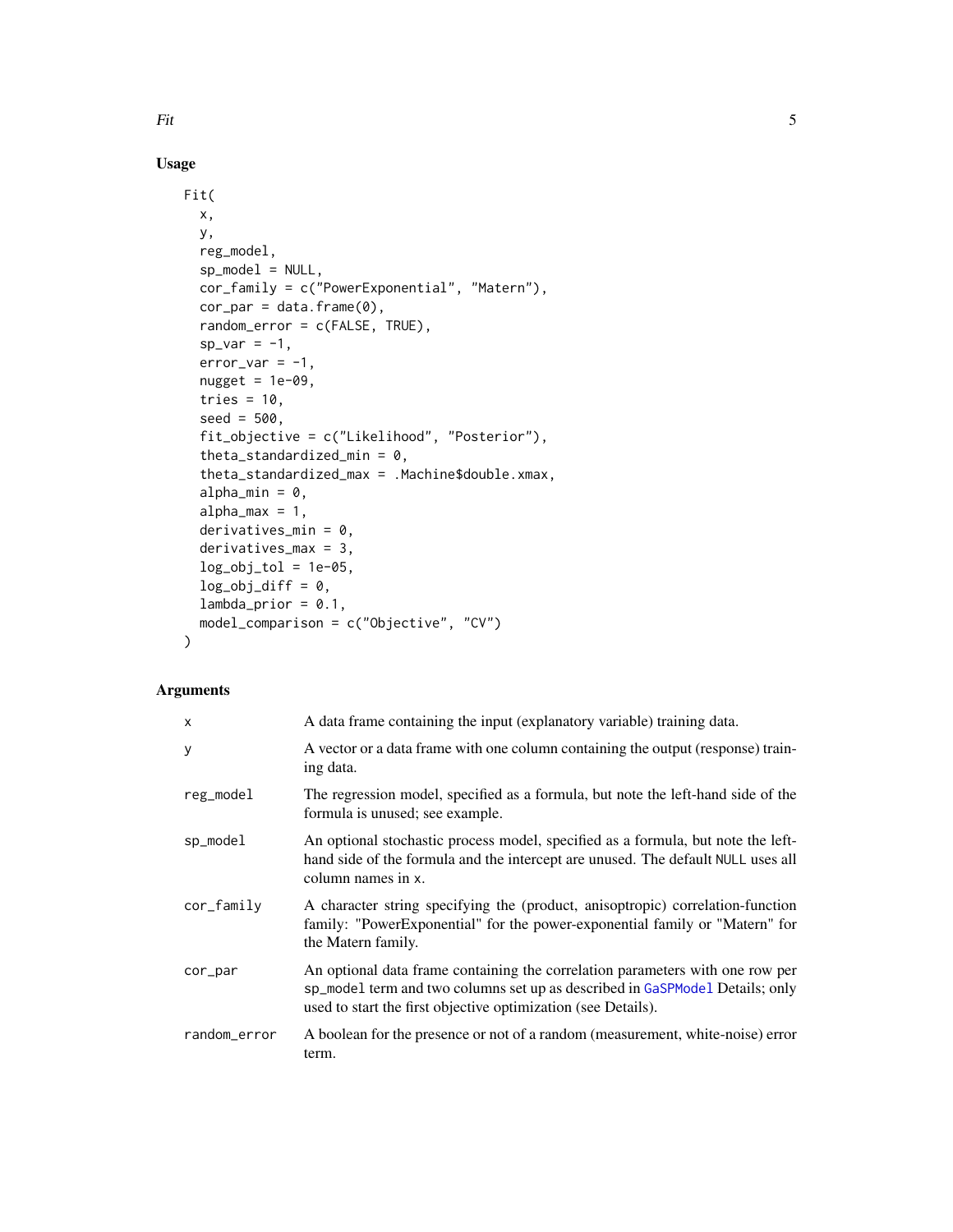## Usage

```
Fit(
  x,
  y,
  reg_model,
  sp_model = NULL,
  cor_family = c("PowerExponential", "Matern"),
  cor_par = data.frame(0),
  random_error = c(FALSE, TRUE),
  sp_var = -1,
  error_var = -1,
  nugget = 1e-09,
  tries = 10,
  seed = 500,
  fit_objective = c("Likelihood", "Posterior"),
  theta_standardized_min = 0,
  theta_standardized_max = .Machine$double.xmax,
  alpha_min = 0,
  alpha_max = 1,
  derivatives_min = 0,
  derivatives_max = 3,
  log_obj_tol = 1e-05,
  log_obj_diff = 0,
  lambda_prior = 0.1,
  model_comparison = c("Objective", "CV")
)
```

## Arguments

| | |
|---|---|
| `x` | A data frame containing the input (explanatory variable) training data. |
| `y` | A vector or a data frame with one column containing the output (response) training data. |
| `reg_model` | The regression model, specified as a formula, but note the left-hand side of the formula is unused; see example. |
| `sp_model` | An optional stochastic process model, specified as a formula, but note the left-hand side of the formula and the intercept are unused. The default `NULL` uses all column names in `x`. |
| `cor_family` | A character string specifying the (product, anisoptropic) correlation-function family: "PowerExponential" for the power-exponential family or "Matern" for the Matern family. |
| `cor_par` | An optional data frame containing the correlation parameters with one row per `sp_model` term and two columns set up as described in `GaSPModel` Details; only used to start the first objective optimization (see Details). |
| `random_error` | A boolean for the presence or not of a random (measurement, white-noise) error term. |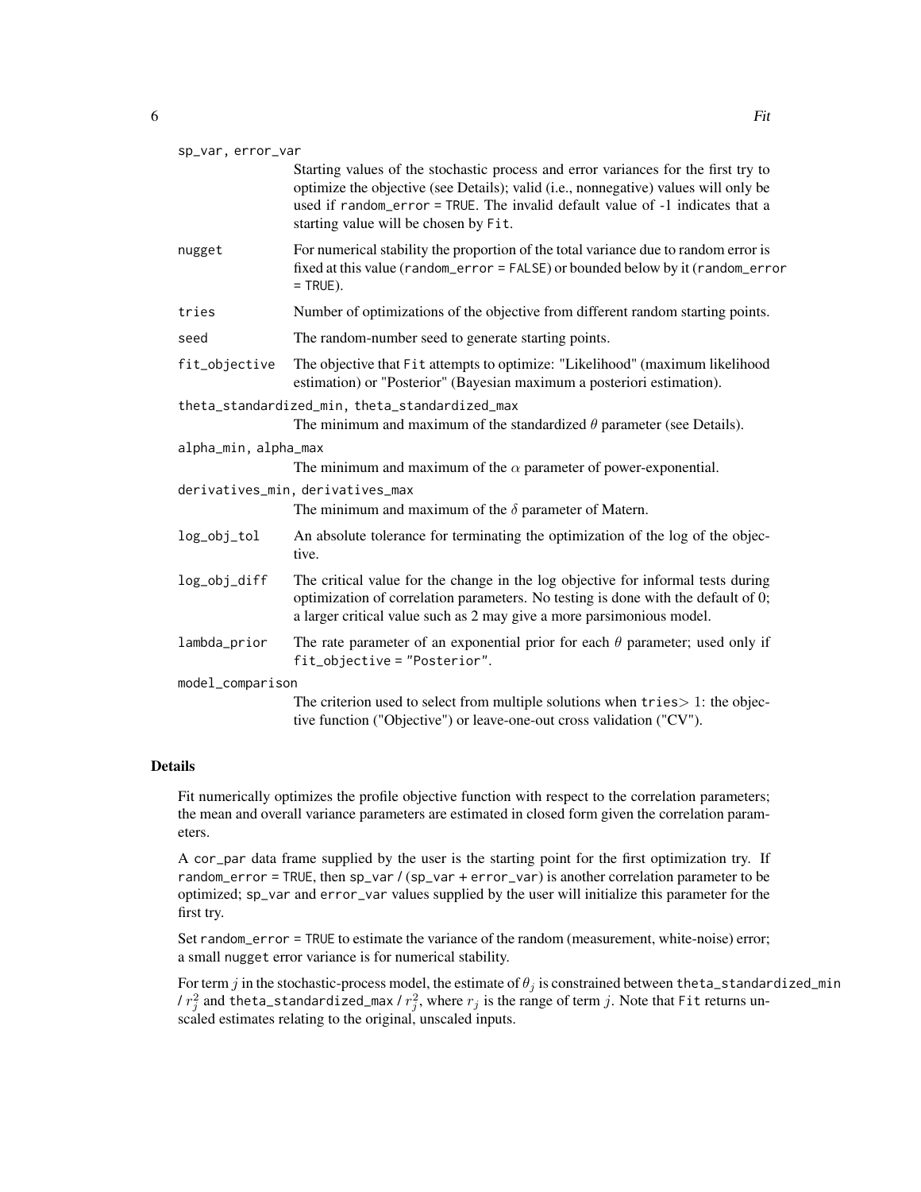sp_var, error_var
: Starting values of the stochastic process and error variances for the first try to optimize the objective (see Details); valid (i.e., nonnegative) values will only be used if `random_error = TRUE`. The invalid default value of -1 indicates that a starting value will be chosen by `Fit`.

nugget
: For numerical stability the proportion of the total variance due to random error is fixed at this value (`random_error = FALSE`) or bounded below by it (`random_error = TRUE`).

tries
: Number of optimizations of the objective from different random starting points.

seed
: The random-number seed to generate starting points.

fit_objective
: The objective that `Fit` attempts to optimize: "Likelihood" (maximum likelihood estimation) or "Posterior" (Bayesian maximum a posteriori estimation).

theta_standardized_min, theta_standardized_max
: The minimum and maximum of the standardized $\theta$ parameter (see Details).

alpha_min, alpha_max
: The minimum and maximum of the $\alpha$ parameter of power-exponential.

derivatives_min, derivatives_max
: The minimum and maximum of the $\delta$ parameter of Matern.

log_obj_tol
: An absolute tolerance for terminating the optimization of the log of the objective.

log_obj_diff
: The critical value for the change in the log objective for informal tests during optimization of correlation parameters. No testing is done with the default of 0; a larger critical value such as 2 may give a more parsimonious model.

lambda_prior
: The rate parameter of an exponential prior for each $\theta$ parameter; used only if `fit_objective = "Posterior"`.

model_comparison
: The criterion used to select from multiple solutions when `tries` $> 1$: the objective function ("Objective") or leave-one-out cross validation ("CV").

## Details

Fit numerically optimizes the profile objective function with respect to the correlation parameters; the mean and overall variance parameters are estimated in closed form given the correlation parameters.

A `cor_par` data frame supplied by the user is the starting point for the first optimization try. If `random_error = TRUE`, then `sp_var / (sp_var + error_var)` is another correlation parameter to be optimized; `sp_var` and `error_var` values supplied by the user will initialize this parameter for the first try.

Set `random_error = TRUE` to estimate the variance of the random (measurement, white-noise) error; a small `nugget` error variance is for numerical stability.

For term $j$ in the stochastic-process model, the estimate of $\theta_j$ is constrained between `theta_standardized_min` / $r_j^2$ and `theta_standardized_max` / $r_j^2$, where $r_j$ is the range of term $j$. Note that `Fit` returns unscaled estimates relating to the original, unscaled inputs.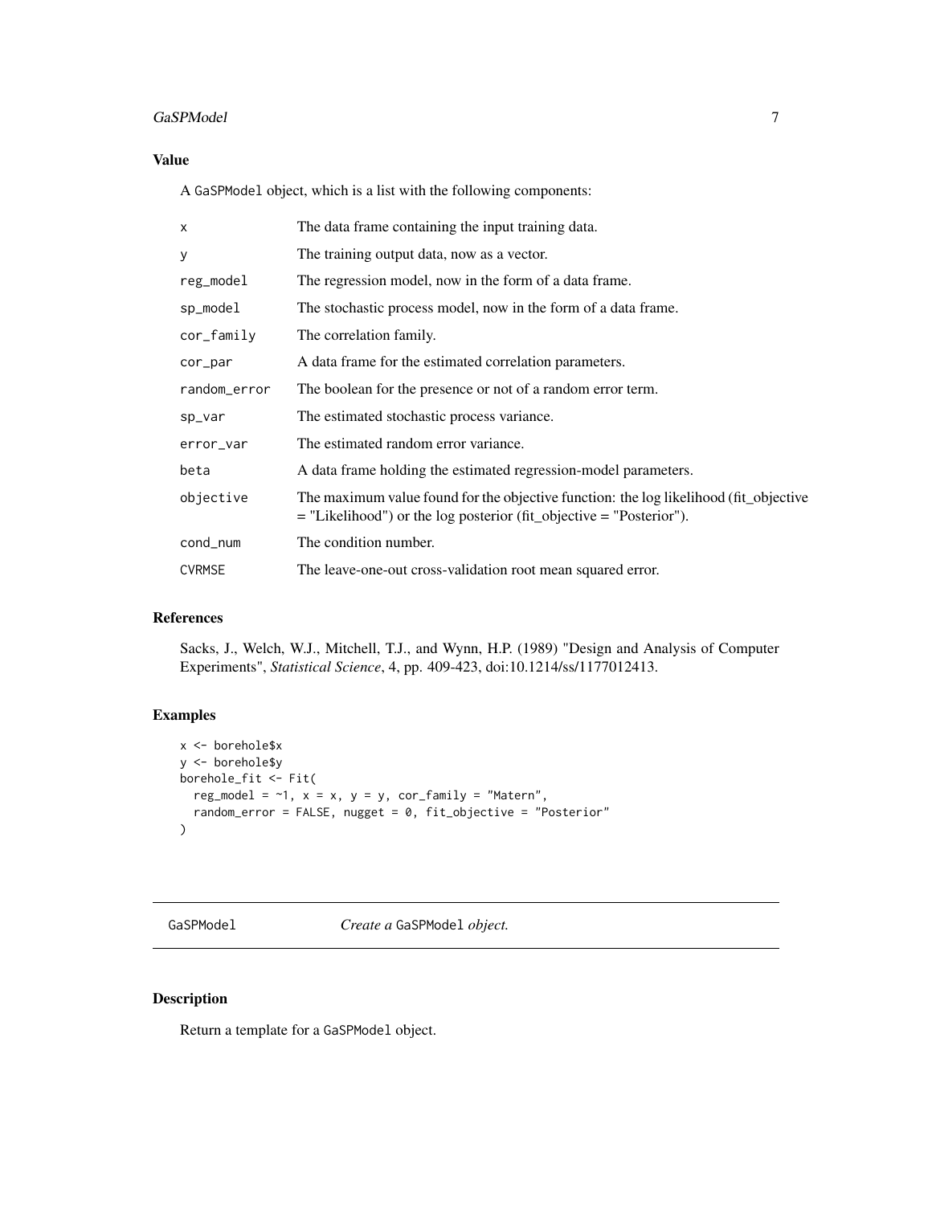### Value

A GaSPModel object, which is a list with the following components:

| | |
|---|---|
| x | The data frame containing the input training data. |
| y | The training output data, now as a vector. |
| reg_model | The regression model, now in the form of a data frame. |
| sp_model | The stochastic process model, now in the form of a data frame. |
| cor_family | The correlation family. |
| cor_par | A data frame for the estimated correlation parameters. |
| random_error | The boolean for the presence or not of a random error term. |
| sp_var | The estimated stochastic process variance. |
| error_var | The estimated random error variance. |
| beta | A data frame holding the estimated regression-model parameters. |
| objective | The maximum value found for the objective function: the log likelihood (fit_objective = "Likelihood") or the log posterior (fit_objective = "Posterior"). |
| cond_num | The condition number. |
| CVRMSE | The leave-one-out cross-validation root mean squared error. |

### References

Sacks, J., Welch, W.J., Mitchell, T.J., and Wynn, H.P. (1989) "Design and Analysis of Computer Experiments", *Statistical Science*, 4, pp. 409-423, doi:10.1214/ss/1177012413.

### Examples

```
x <- borehole$x
y <- borehole$y
borehole_fit <- Fit(
  reg_model = ~1, x = x, y = y, cor_family = "Matern",
  random_error = FALSE, nugget = 0, fit_objective = "Posterior"
)
```

---

## GaSPModel — *Create a* GaSPModel *object.*

### Description

Return a template for a GaSPModel object.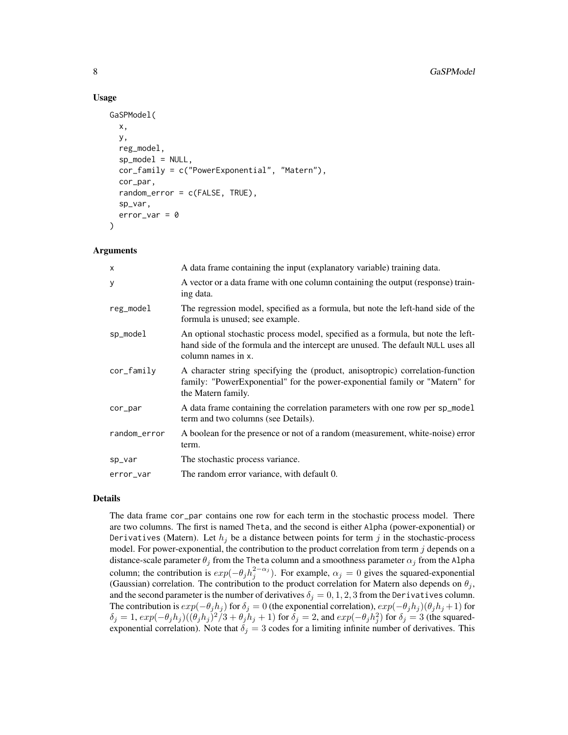## Usage

```
GaSPModel(
  x,
  y,
  reg_model,
  sp_model = NULL,
  cor_family = c("PowerExponential", "Matern"),
  cor_par,
  random_error = c(FALSE, TRUE),
  sp_var,
  error_var = 0
)
```

## Arguments

| | |
|---|---|
| x | A data frame containing the input (explanatory variable) training data. |
| y | A vector or a data frame with one column containing the output (response) training data. |
| reg_model | The regression model, specified as a formula, but note the left-hand side of the formula is unused; see example. |
| sp_model | An optional stochastic process model, specified as a formula, but note the left-hand side of the formula and the intercept are unused. The default NULL uses all column names in x. |
| cor_family | A character string specifying the (product, anisoptropic) correlation-function family: "PowerExponential" for the power-exponential family or "Matern" for the Matern family. |
| cor_par | A data frame containing the correlation parameters with one row per sp_model term and two columns (see Details). |
| random_error | A boolean for the presence or not of a random (measurement, white-noise) error term. |
| sp_var | The stochastic process variance. |
| error_var | The random error variance, with default 0. |

## Details

The data frame cor_par contains one row for each term in the stochastic process model. There are two columns. The first is named Theta, and the second is either Alpha (power-exponential) or Derivatives (Matern). Let $h_j$ be a distance between points for term $j$ in the stochastic-process model. For power-exponential, the contribution to the product correlation from term $j$ depends on a distance-scale parameter $\theta_j$ from the Theta column and a smoothness parameter $\alpha_j$ from the Alpha column; the contribution is $exp(-\theta_j h_j^{2-\alpha_j})$. For example, $\alpha_j = 0$ gives the squared-exponential (Gaussian) correlation. The contribution to the product correlation for Matern also depends on $\theta_j$, and the second parameter is the number of derivatives $\delta_j = 0, 1, 2, 3$ from the Derivatives column. The contribution is $exp(-\theta_j h_j)$ for $\delta_j = 0$ (the exponential correlation), $exp(-\theta_j h_j)(\theta_j h_j + 1)$ for $\delta_j = 1$, $exp(-\theta_j h_j)((\theta_j h_j)^2/3 + \theta_j h_j + 1)$ for $\delta_j = 2$, and $exp(-\theta_j h_j^2)$ for $\delta_j = 3$ (the squared-exponential correlation). Note that $\delta_j = 3$ codes for a limiting infinite number of derivatives. This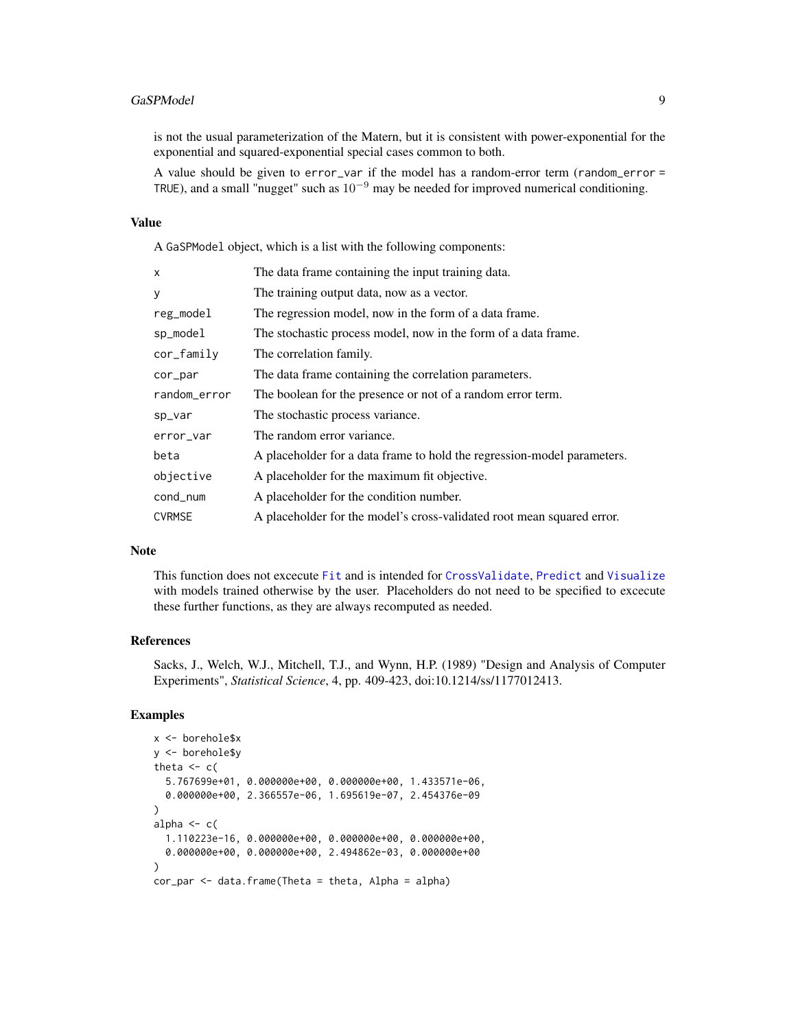is not the usual parameterization of the Matern, but it is consistent with power-exponential for the exponential and squared-exponential special cases common to both.

A value should be given to `error_var` if the model has a random-error term (`random_error = TRUE`), and a small "nugget" such as $10^{-9}$ may be needed for improved numerical conditioning.

## Value

A `GaSPModel` object, which is a list with the following components:

| | |
|---|---|
| `x` | The data frame containing the input training data. |
| `y` | The training output data, now as a vector. |
| `reg_model` | The regression model, now in the form of a data frame. |
| `sp_model` | The stochastic process model, now in the form of a data frame. |
| `cor_family` | The correlation family. |
| `cor_par` | The data frame containing the correlation parameters. |
| `random_error` | The boolean for the presence or not of a random error term. |
| `sp_var` | The stochastic process variance. |
| `error_var` | The random error variance. |
| `beta` | A placeholder for a data frame to hold the regression-model parameters. |
| `objective` | A placeholder for the maximum fit objective. |
| `cond_num` | A placeholder for the condition number. |
| `CVRMSE` | A placeholder for the model's cross-validated root mean squared error. |

## Note

This function does not excecute `Fit` and is intended for `CrossValidate`, `Predict` and `Visualize` with models trained otherwise by the user. Placeholders do not need to be specified to excecute these further functions, as they are always recomputed as needed.

## References

Sacks, J., Welch, W.J., Mitchell, T.J., and Wynn, H.P. (1989) "Design and Analysis of Computer Experiments", *Statistical Science*, 4, pp. 409-423, doi:10.1214/ss/1177012413.

## Examples

```
x <- borehole$x
y <- borehole$y
theta <- c(
  5.767699e+01, 0.000000e+00, 0.000000e+00, 1.433571e-06,
  0.000000e+00, 2.366557e-06, 1.695619e-07, 2.454376e-09
)
alpha <- c(
  1.110223e-16, 0.000000e+00, 0.000000e+00, 0.000000e+00,
  0.000000e+00, 0.000000e+00, 2.494862e-03, 0.000000e+00
)
cor_par <- data.frame(Theta = theta, Alpha = alpha)
```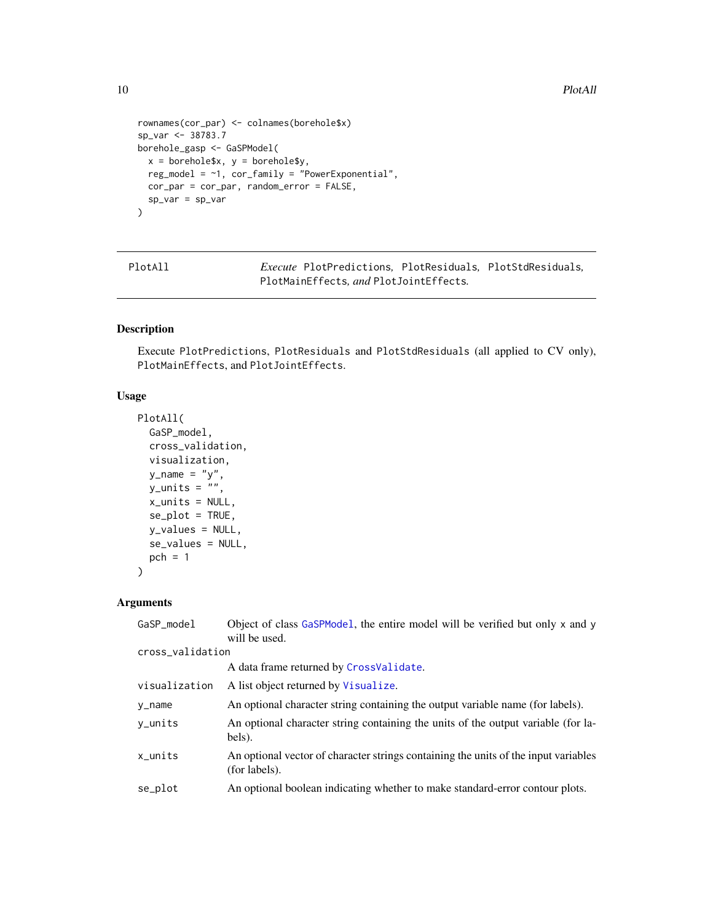```
rownames(cor_par) <- colnames(borehole$x)
sp_var <- 38783.7
borehole_gasp <- GaSPModel(
  x = borehole$x, y = borehole$y,
  reg_model = ~1, cor_family = "PowerExponential",
  cor_par = cor_par, random_error = FALSE,
  sp_var = sp_var
)
```

---

## PlotAll — *Execute* `PlotPredictions`, `PlotResiduals`, `PlotStdResiduals`, `PlotMainEffects`, *and* `PlotJointEffects`.

### Description

Execute `PlotPredictions`, `PlotResiduals` and `PlotStdResiduals` (all applied to CV only), `PlotMainEffects`, and `PlotJointEffects`.

### Usage

```
PlotAll(
  GaSP_model,
  cross_validation,
  visualization,
  y_name = "y",
  y_units = "",
  x_units = NULL,
  se_plot = TRUE,
  y_values = NULL,
  se_values = NULL,
  pch = 1
)
```

### Arguments

| | |
|---|---|
| `GaSP_model` | Object of class `GaSPModel`, the entire model will be verified but only `x` and `y` will be used. |
| `cross_validation` | A data frame returned by `CrossValidate`. |
| `visualization` | A list object returned by `Visualize`. |
| `y_name` | An optional character string containing the output variable name (for labels). |
| `y_units` | An optional character string containing the units of the output variable (for labels). |
| `x_units` | An optional vector of character strings containing the units of the input variables (for labels). |
| `se_plot` | An optional boolean indicating whether to make standard-error contour plots. |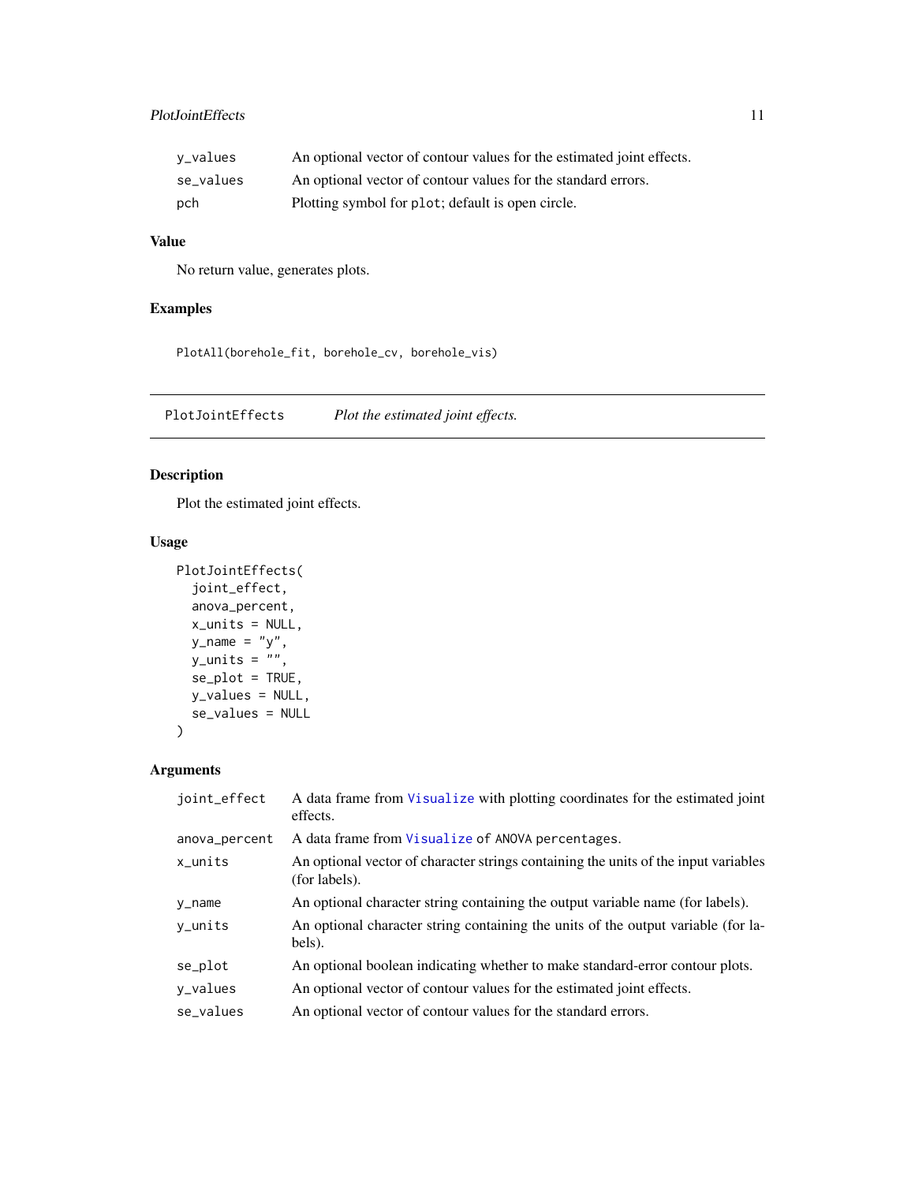| | |
|---|---|
| y_values | An optional vector of contour values for the estimated joint effects. |
| se_values | An optional vector of contour values for the standard errors. |
| pch | Plotting symbol for plot; default is open circle. |

### Value

No return value, generates plots.

### Examples

```
PlotAll(borehole_fit, borehole_cv, borehole_vis)
```

---

## PlotJointEffects    *Plot the estimated joint effects.*

---

### Description

Plot the estimated joint effects.

### Usage

```
PlotJointEffects(
  joint_effect,
  anova_percent,
  x_units = NULL,
  y_name = "y",
  y_units = "",
  se_plot = TRUE,
  y_values = NULL,
  se_values = NULL
)
```

### Arguments

| | |
|---|---|
| joint_effect | A data frame from Visualize with plotting coordinates for the estimated joint effects. |
| anova_percent | A data frame from Visualize of ANOVA percentages. |
| x_units | An optional vector of character strings containing the units of the input variables (for labels). |
| y_name | An optional character string containing the output variable name (for labels). |
| y_units | An optional character string containing the units of the output variable (for labels). |
| se_plot | An optional boolean indicating whether to make standard-error contour plots. |
| y_values | An optional vector of contour values for the estimated joint effects. |
| se_values | An optional vector of contour values for the standard errors. |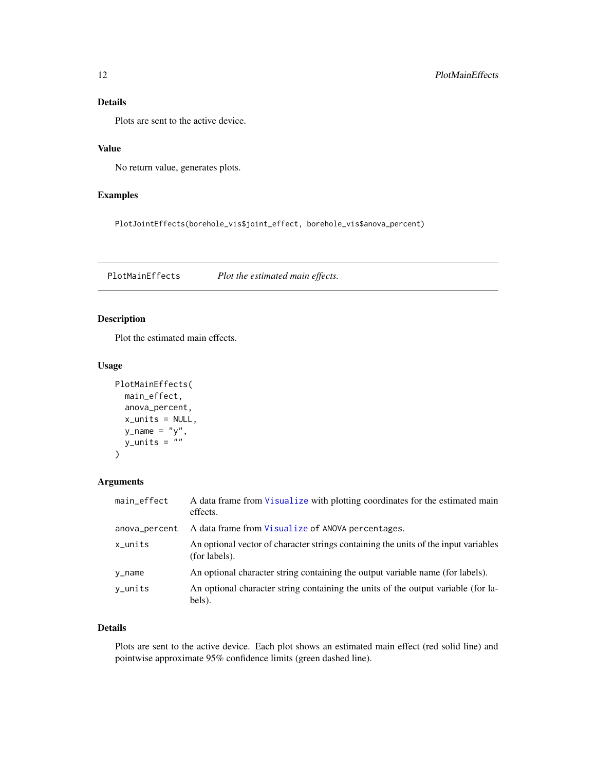### Details

Plots are sent to the active device.

### Value

No return value, generates plots.

### Examples

```
PlotJointEffects(borehole_vis$joint_effect, borehole_vis$anova_percent)
```

---

## PlotMainEffects    *Plot the estimated main effects.*

---

### Description

Plot the estimated main effects.

### Usage

```
PlotMainEffects(
  main_effect,
  anova_percent,
  x_units = NULL,
  y_name = "y",
  y_units = ""
)
```

### Arguments

| | |
|---|---|
| `main_effect` | A data frame from `Visualize` with plotting coordinates for the estimated main effects. |
| `anova_percent` | A data frame from `Visualize` of `ANOVA percentages`. |
| `x_units` | An optional vector of character strings containing the units of the input variables (for labels). |
| `y_name` | An optional character string containing the output variable name (for labels). |
| `y_units` | An optional character string containing the units of the output variable (for labels). |

### Details

Plots are sent to the active device. Each plot shows an estimated main effect (red solid line) and pointwise approximate 95% confidence limits (green dashed line).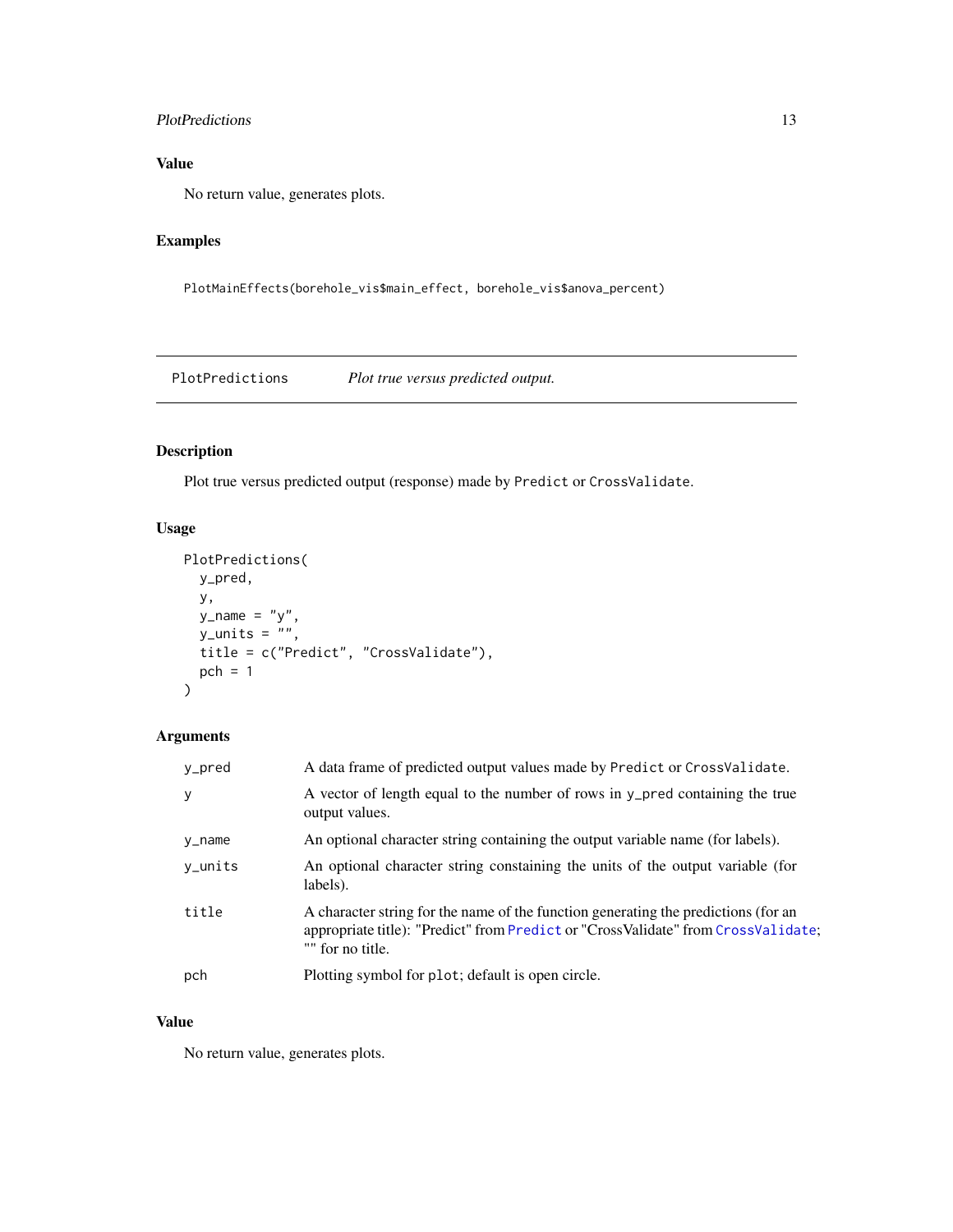## Value

No return value, generates plots.

## Examples

```
PlotMainEffects(borehole_vis$main_effect, borehole_vis$anova_percent)
```

---

# PlotPredictions *Plot true versus predicted output.*

---

## Description

Plot true versus predicted output (response) made by `Predict` or `CrossValidate`.

## Usage

```
PlotPredictions(
  y_pred,
  y,
  y_name = "y",
  y_units = "",
  title = c("Predict", "CrossValidate"),
  pch = 1
)
```

## Arguments

| | |
|---|---|
| `y_pred` | A data frame of predicted output values made by `Predict` or `CrossValidate`. |
| `y` | A vector of length equal to the number of rows in `y_pred` containing the true output values. |
| `y_name` | An optional character string containing the output variable name (for labels). |
| `y_units` | An optional character string constaining the units of the output variable (for labels). |
| `title` | A character string for the name of the function generating the predictions (for an appropriate title): "Predict" from `Predict` or "CrossValidate" from `CrossValidate`; "" for no title. |
| `pch` | Plotting symbol for `plot`; default is open circle. |

## Value

No return value, generates plots.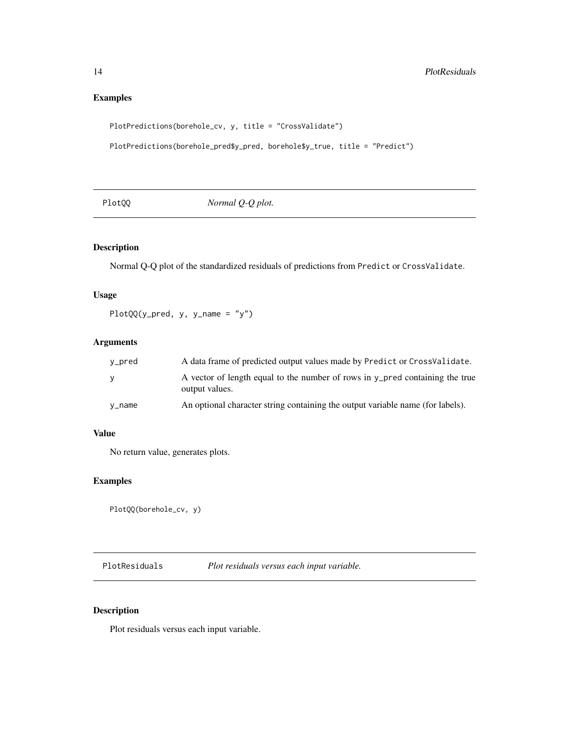## Examples

```
PlotPredictions(borehole_cv, y, title = "CrossValidate")

PlotPredictions(borehole_pred$y_pred, borehole$y_true, title = "Predict")
```

---

## PlotQQ — *Normal Q-Q plot.*

### Description

Normal Q-Q plot of the standardized residuals of predictions from `Predict` or `CrossValidate`.

### Usage

```
PlotQQ(y_pred, y, y_name = "y")
```

### Arguments

| | |
|---|---|
| `y_pred` | A data frame of predicted output values made by `Predict` or `CrossValidate`. |
| `y` | A vector of length equal to the number of rows in `y_pred` containing the true output values. |
| `y_name` | An optional character string containing the output variable name (for labels). |

### Value

No return value, generates plots.

### Examples

```
PlotQQ(borehole_cv, y)
```

---

## PlotResiduals — *Plot residuals versus each input variable.*

### Description

Plot residuals versus each input variable.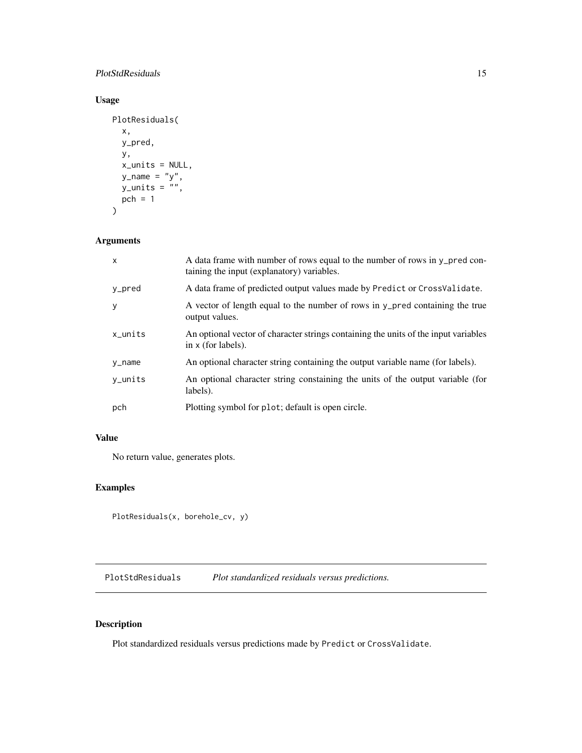## Usage

```
PlotResiduals(
  x,
  y_pred,
  y,
  x_units = NULL,
  y_name = "y",
  y_units = "",
  pch = 1
)
```

## Arguments

| | |
|---|---|
| x | A data frame with number of rows equal to the number of rows in y_pred containing the input (explanatory) variables. |
| y_pred | A data frame of predicted output values made by Predict or CrossValidate. |
| y | A vector of length equal to the number of rows in y_pred containing the true output values. |
| x_units | An optional vector of character strings containing the units of the input variables in x (for labels). |
| y_name | An optional character string containing the output variable name (for labels). |
| y_units | An optional character string constaining the units of the output variable (for labels). |
| pch | Plotting symbol for plot; default is open circle. |

## Value

No return value, generates plots.

## Examples

```
PlotResiduals(x, borehole_cv, y)
```

---

# PlotStdResiduals *Plot standardized residuals versus predictions.*

## Description

Plot standardized residuals versus predictions made by Predict or CrossValidate.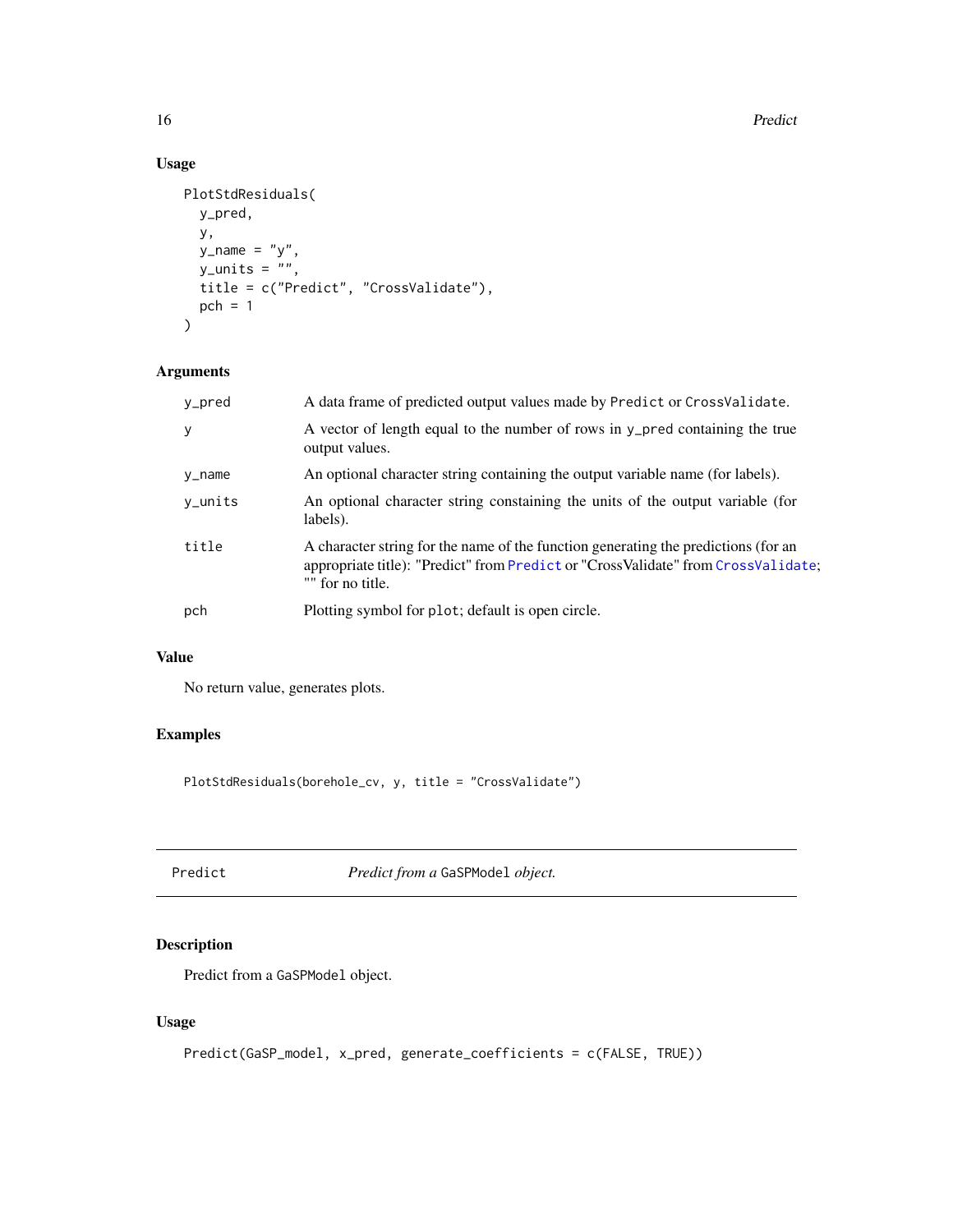### Usage

```
PlotStdResiduals(
  y_pred,
  y,
  y_name = "y",
  y_units = "",
  title = c("Predict", "CrossValidate"),
  pch = 1
)
```

### Arguments

| | |
|---|---|
| y_pred | A data frame of predicted output values made by Predict or CrossValidate. |
| y | A vector of length equal to the number of rows in y_pred containing the true output values. |
| y_name | An optional character string containing the output variable name (for labels). |
| y_units | An optional character string constaining the units of the output variable (for labels). |
| title | A character string for the name of the function generating the predictions (for an appropriate title): "Predict" from Predict or "CrossValidate" from CrossValidate; "" for no title. |
| pch | Plotting symbol for plot; default is open circle. |

### Value

No return value, generates plots.

### Examples

```
PlotStdResiduals(borehole_cv, y, title = "CrossValidate")
```

---

## Predict — *Predict from a* GaSPModel *object.*

---

### Description

Predict from a GaSPModel object.

### Usage

```
Predict(GaSP_model, x_pred, generate_coefficients = c(FALSE, TRUE))
```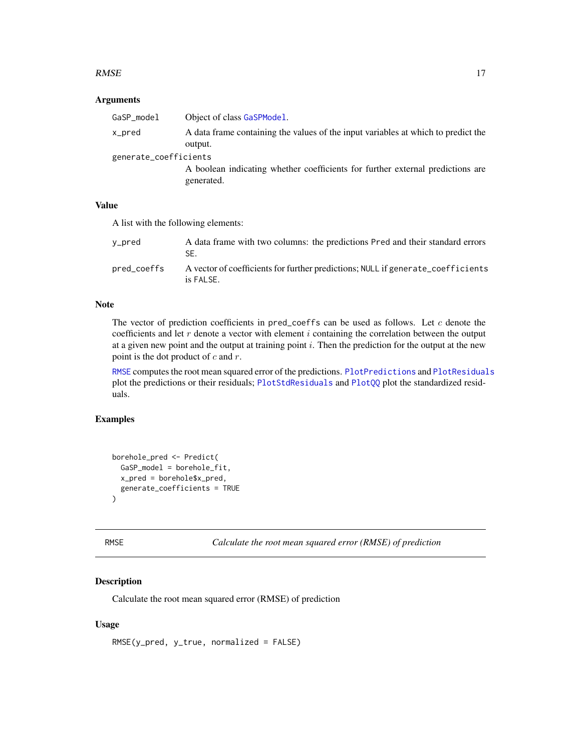## Arguments

| | |
|---|---|
| GaSP_model | Object of class GaSPModel. |
| x_pred | A data frame containing the values of the input variables at which to predict the output. |
| generate_coefficients | A boolean indicating whether coefficients for further external predictions are generated. |

## Value

A list with the following elements:

| | |
|---|---|
| y_pred | A data frame with two columns: the predictions Pred and their standard errors SE. |
| pred_coeffs | A vector of coefficients for further predictions; NULL if generate_coefficients is FALSE. |

## Note

The vector of prediction coefficients in pred_coeffs can be used as follows. Let $c$ denote the coefficients and let $r$ denote a vector with element $i$ containing the correlation between the output at a given new point and the output at training point $i$. Then the prediction for the output at the new point is the dot product of $c$ and $r$.

RMSE computes the root mean squared error of the predictions. PlotPredictions and PlotResiduals plot the predictions or their residuals; PlotStdResiduals and PlotQQ plot the standardized residuals.

## Examples

```
borehole_pred <- Predict(
  GaSP_model = borehole_fit,
  x_pred = borehole$x_pred,
  generate_coefficients = TRUE
)
```

---

# RMSE — *Calculate the root mean squared error (RMSE) of prediction*

## Description

Calculate the root mean squared error (RMSE) of prediction

## Usage

```
RMSE(y_pred, y_true, normalized = FALSE)
```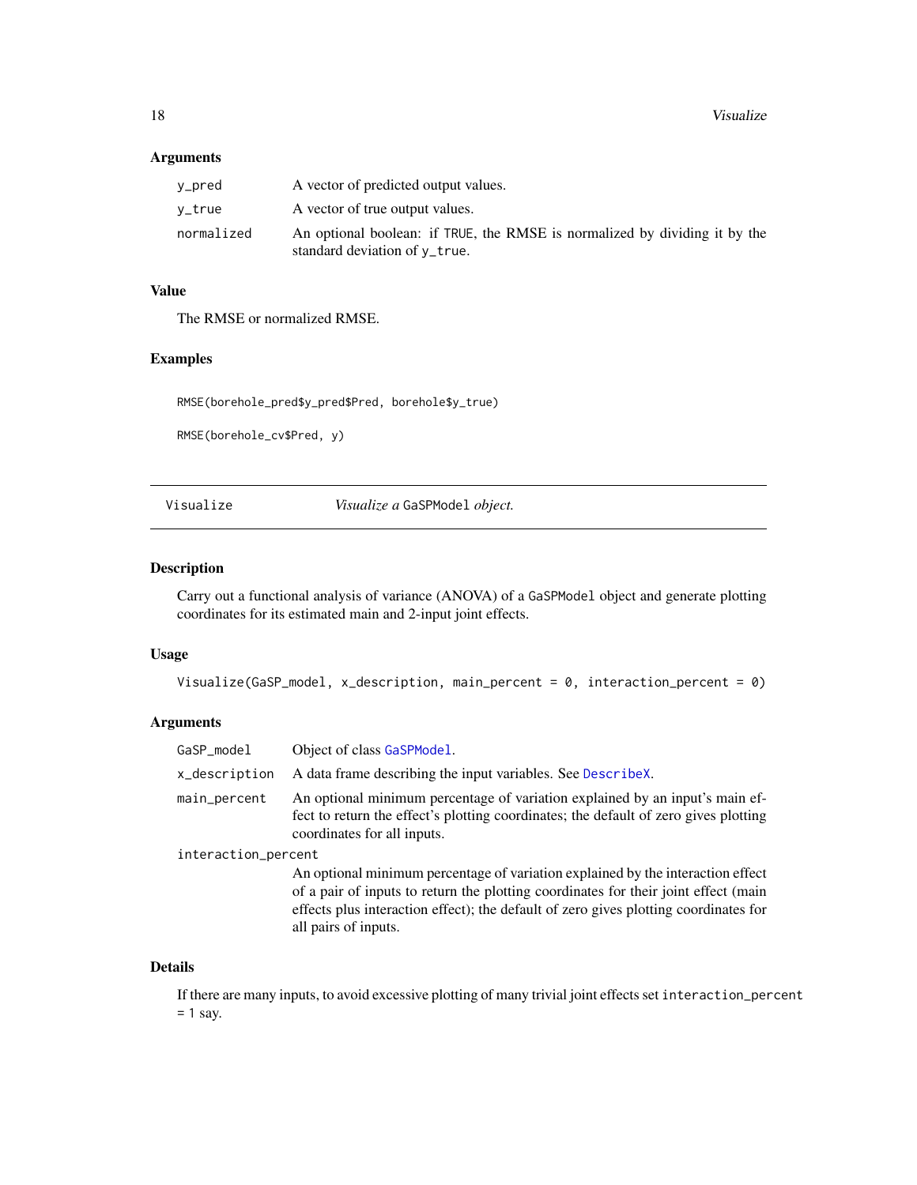### Arguments

| | |
|---|---|
| `y_pred` | A vector of predicted output values. |
| `y_true` | A vector of true output values. |
| `normalized` | An optional boolean: if `TRUE`, the RMSE is normalized by dividing it by the standard deviation of `y_true`. |

### Value

The RMSE or normalized RMSE.

### Examples

```
RMSE(borehole_pred$y_pred$Pred, borehole$y_true)

RMSE(borehole_cv$Pred, y)
```

---

## Visualize — *Visualize a* `GaSPModel` *object.*

---

### Description

Carry out a functional analysis of variance (ANOVA) of a `GaSPModel` object and generate plotting coordinates for its estimated main and 2-input joint effects.

### Usage

```
Visualize(GaSP_model, x_description, main_percent = 0, interaction_percent = 0)
```

### Arguments

| | |
|---|---|
| `GaSP_model` | Object of class `GaSPModel`. |
| `x_description` | A data frame describing the input variables. See `DescribeX`. |
| `main_percent` | An optional minimum percentage of variation explained by an input's main effect to return the effect's plotting coordinates; the default of zero gives plotting coordinates for all inputs. |
| `interaction_percent` | An optional minimum percentage of variation explained by the interaction effect of a pair of inputs to return the plotting coordinates for their joint effect (main effects plus interaction effect); the default of zero gives plotting coordinates for all pairs of inputs. |

### Details

If there are many inputs, to avoid excessive plotting of many trivial joint effects set `interaction_percent = 1` say.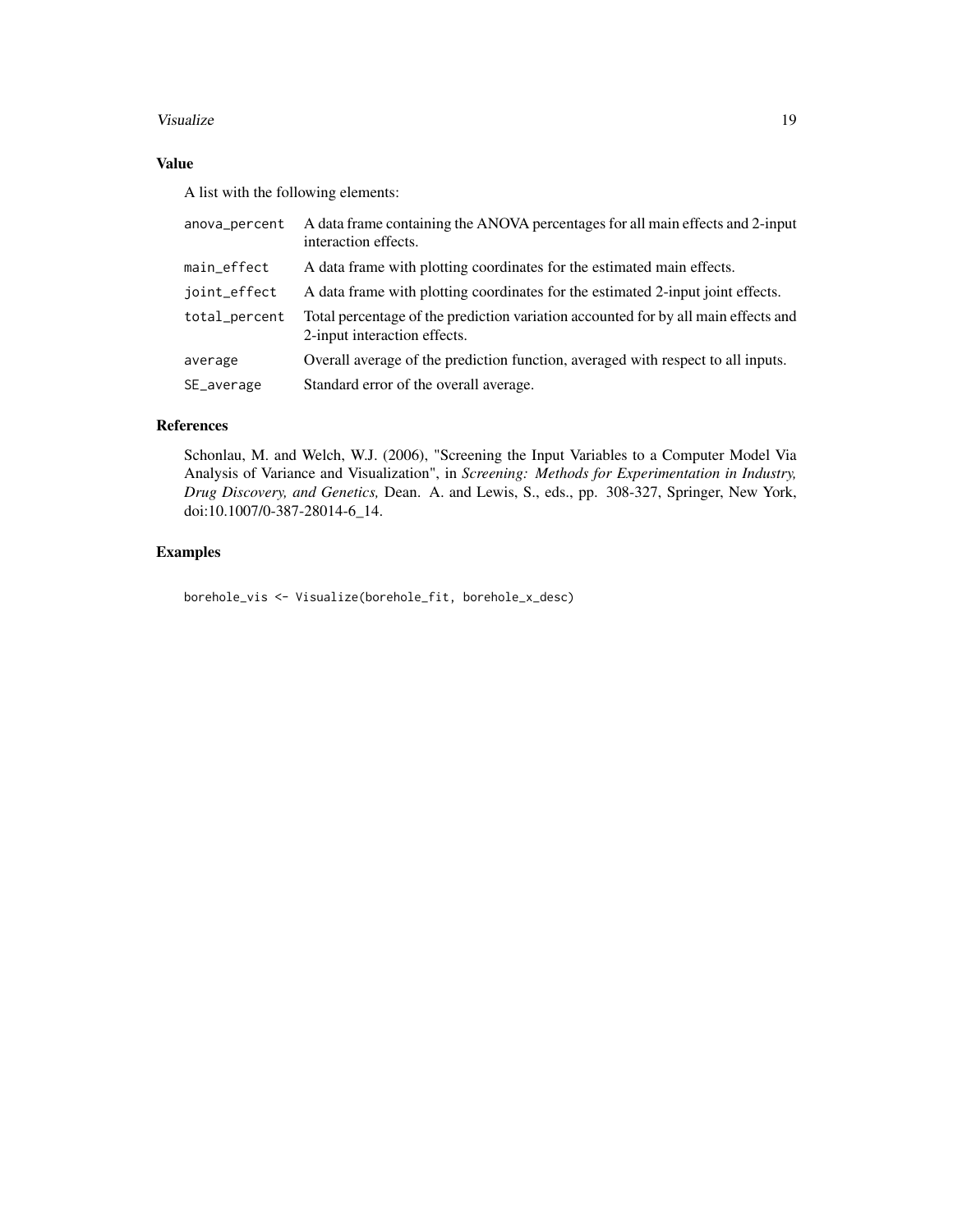## Value

A list with the following elements:

| | |
|---|---|
| `anova_percent` | A data frame containing the ANOVA percentages for all main effects and 2-input interaction effects. |
| `main_effect` | A data frame with plotting coordinates for the estimated main effects. |
| `joint_effect` | A data frame with plotting coordinates for the estimated 2-input joint effects. |
| `total_percent` | Total percentage of the prediction variation accounted for by all main effects and 2-input interaction effects. |
| `average` | Overall average of the prediction function, averaged with respect to all inputs. |
| `SE_average` | Standard error of the overall average. |

## References

Schonlau, M. and Welch, W.J. (2006), "Screening the Input Variables to a Computer Model Via Analysis of Variance and Visualization", in *Screening: Methods for Experimentation in Industry, Drug Discovery, and Genetics,* Dean. A. and Lewis, S., eds., pp. 308-327, Springer, New York, doi:10.1007/0-387-28014-6_14.

## Examples

```
borehole_vis <- Visualize(borehole_fit, borehole_x_desc)
```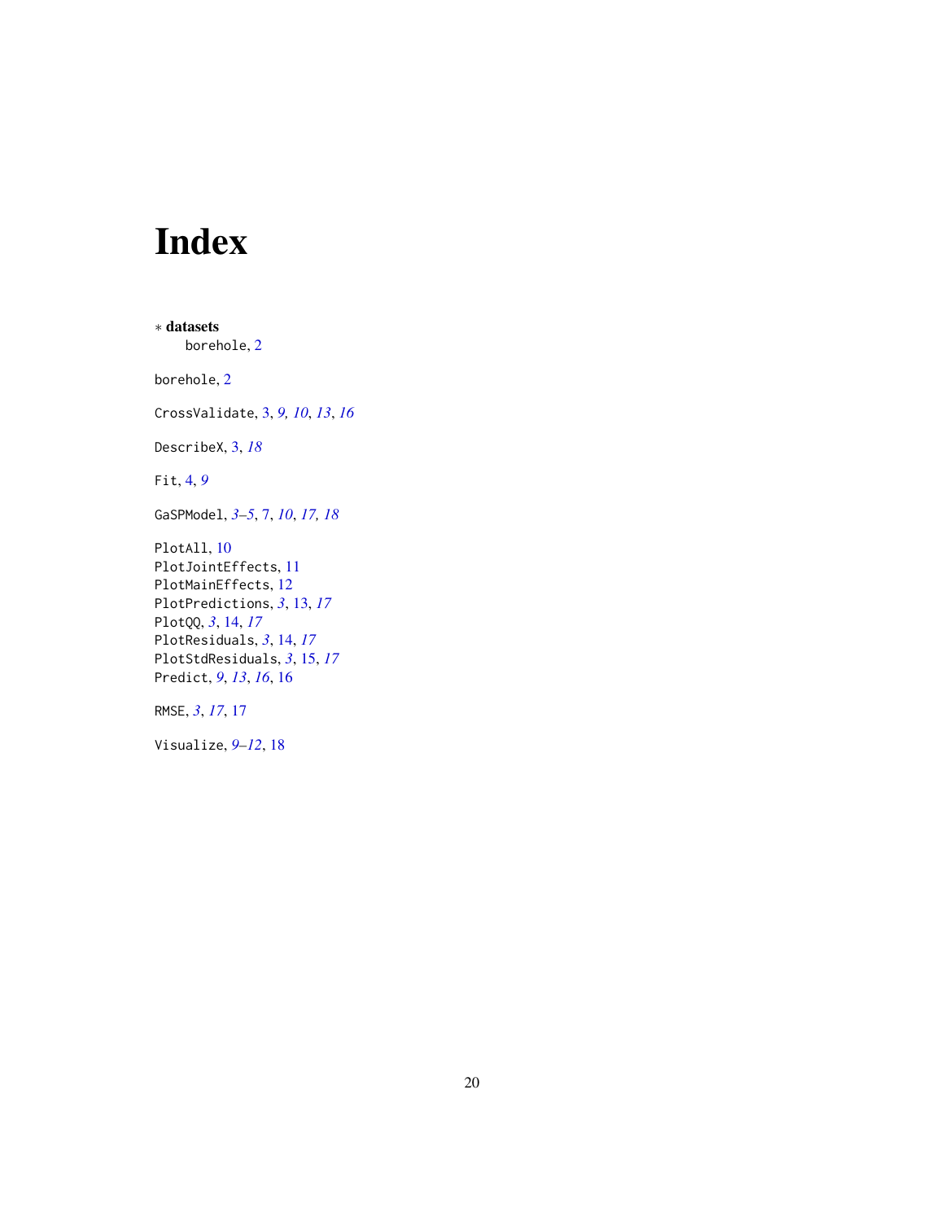# Index

∗ **datasets**

borehole, 2

borehole, 2

CrossValidate, 3, *9, 10*, *13*, *16*

DescribeX, 3, *18*

Fit, 4, *9*

GaSPModel, *3–5*, 7, *10*, *17, 18*

PlotAll, 10
PlotJointEffects, 11
PlotMainEffects, 12
PlotPredictions, *3*, 13, *17*
PlotQQ, *3*, 14, *17*
PlotResiduals, *3*, 14, *17*
PlotStdResiduals, *3*, 15, *17*
Predict, *9*, *13*, *16*, 16

RMSE, *3*, *17*, 17

Visualize, *9–12*, 18